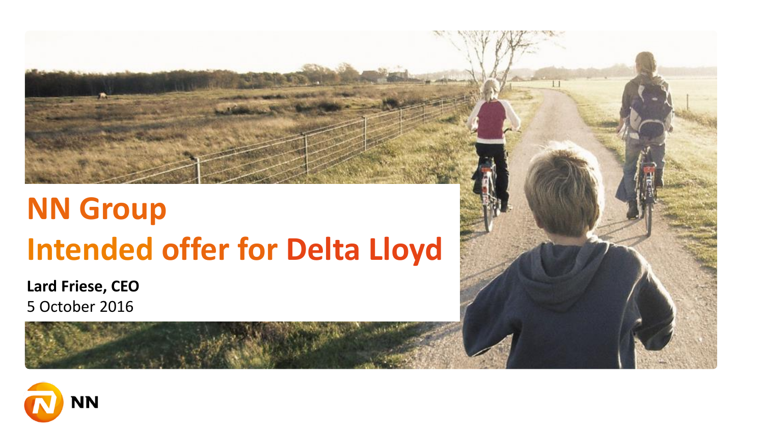# NN Group

# Intended offer for Delta Lloyd

**Lard Friese, CEO**

5 October 2016

NN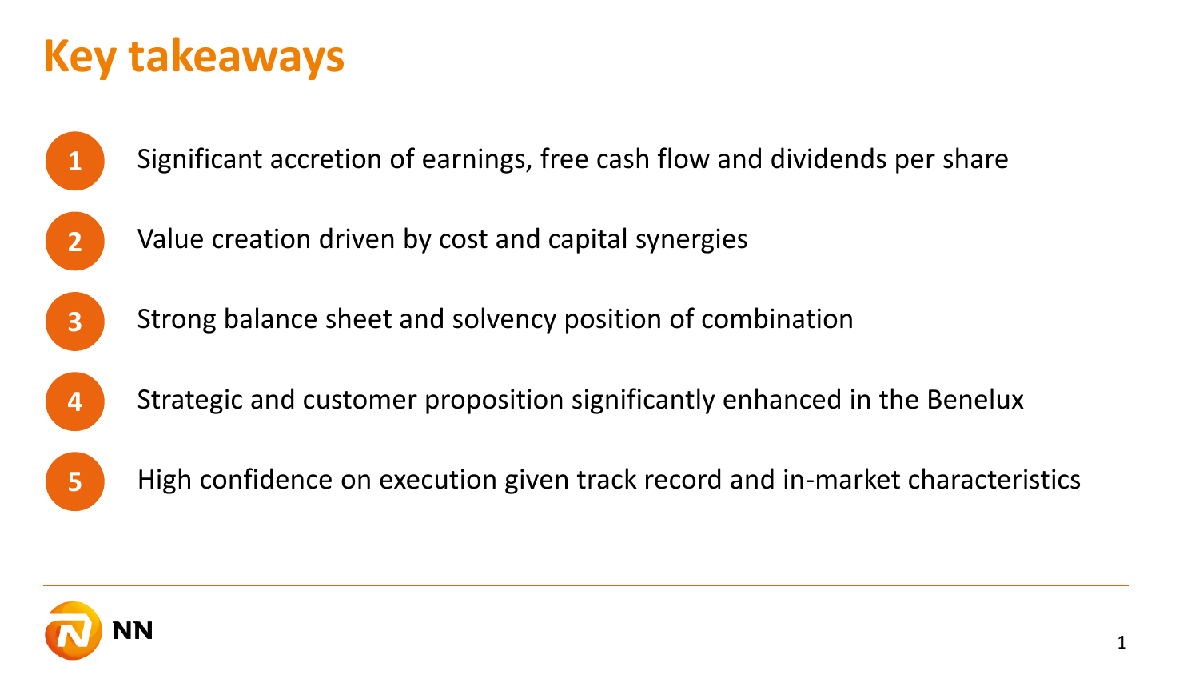# Key takeaways

1. Significant accretion of earnings, free cash flow and dividends per share
2. Value creation driven by cost and capital synergies
3. Strong balance sheet and solvency position of combination
4. Strategic and customer proposition significantly enhanced in the Benelux
5. High confidence on execution given track record and in-market characteristics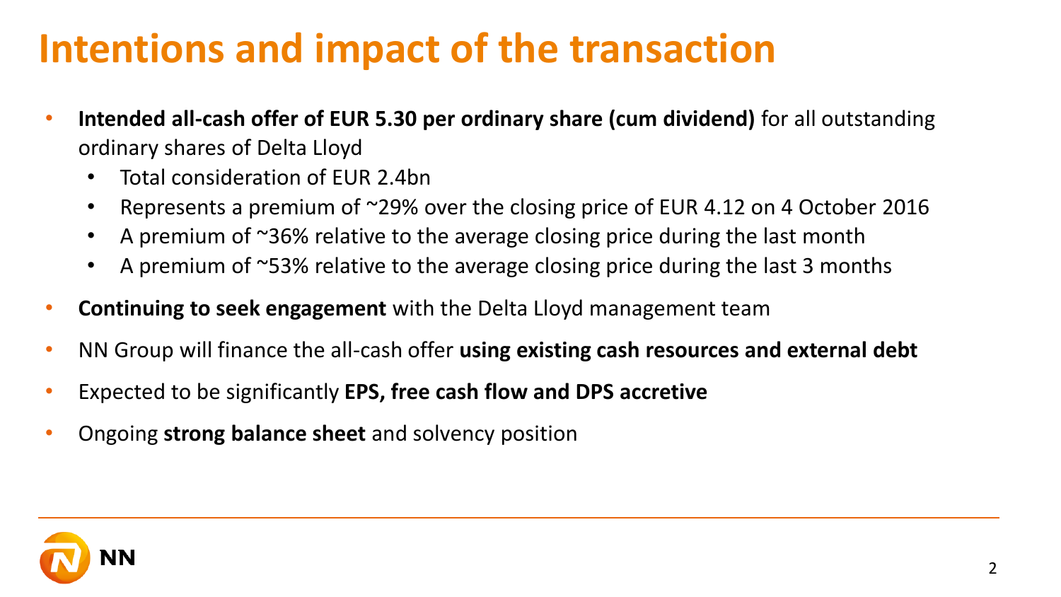# Intentions and impact of the transaction

- **Intended all-cash offer of EUR 5.30 per ordinary share (cum dividend)** for all outstanding ordinary shares of Delta Lloyd
  - Total consideration of EUR 2.4bn
  - Represents a premium of ~29% over the closing price of EUR 4.12 on 4 October 2016
  - A premium of ~36% relative to the average closing price during the last month
  - A premium of ~53% relative to the average closing price during the last 3 months
- **Continuing to seek engagement** with the Delta Lloyd management team
- NN Group will finance the all-cash offer **using existing cash resources and external debt**
- Expected to be significantly **EPS, free cash flow and DPS accretive**
- Ongoing **strong balance sheet** and solvency position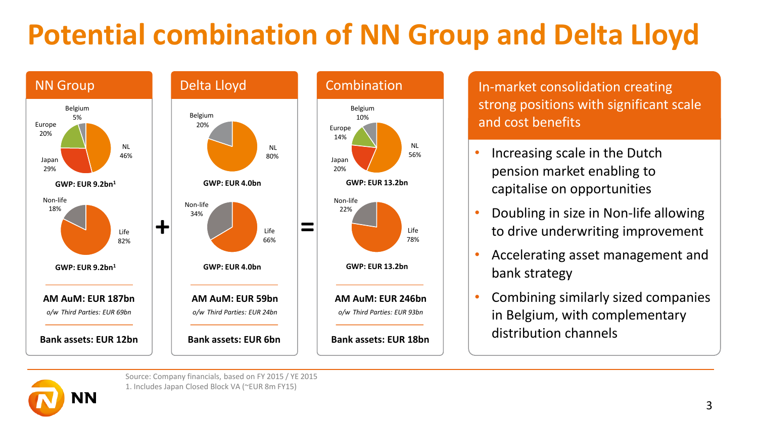# Potential combination of NN Group and Delta Lloyd

## NN Group

Belgium 5%
Europe 20%
Japan 29%
NL 46%

**GWP: EUR 9.2bn[1]**

Non-life 18%
Life 82%

**GWP: EUR 9.2bn[1]**

**AM AuM: EUR 187bn**

*o/w Third Parties: EUR 69bn*

**Bank assets: EUR 12bn**

## Delta Lloyd

Belgium 20%
NL 80%

**GWP: EUR 4.0bn**

Non-life 34%
Life 66%

**GWP: EUR 4.0bn**

**AM AuM: EUR 59bn**

*o/w Third Parties: EUR 24bn*

**Bank assets: EUR 6bn**

## Combination

Belgium 10%
Europe 14%
Japan 20%
NL 56%

**GWP: EUR 13.2bn**

Non-life 22%
Life 78%

**GWP: EUR 13.2bn**

**AM AuM: EUR 246bn**

*o/w Third Parties: EUR 93bn*

**Bank assets: EUR 18bn**

## In-market consolidation creating strong positions with significant scale and cost benefits

- Increasing scale in the Dutch pension market enabling to capitalise on opportunities
- Doubling in size in Non-life allowing to drive underwriting improvement
- Accelerating asset management and bank strategy
- Combining similarly sized companies in Belgium, with complementary distribution channels

Source: Company financials, based on FY 2015 / YE 2015

1. Includes Japan Closed Block VA (~EUR 8m FY15)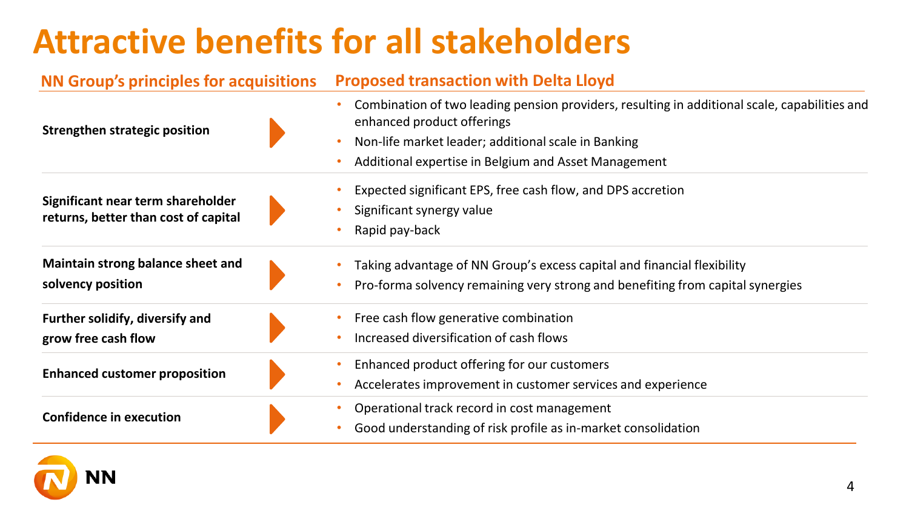# Attractive benefits for all stakeholders

| NN Group's principles for acquisitions | Proposed transaction with Delta Lloyd |
|---|---|
| **Strengthen strategic position** | • Combination of two leading pension providers, resulting in additional scale, capabilities and enhanced product offerings<br>• Non-life market leader; additional scale in Banking<br>• Additional expertise in Belgium and Asset Management |
| **Significant near term shareholder returns, better than cost of capital** | • Expected significant EPS, free cash flow, and DPS accretion<br>• Significant synergy value<br>• Rapid pay-back |
| **Maintain strong balance sheet and solvency position** | • Taking advantage of NN Group's excess capital and financial flexibility<br>• Pro-forma solvency remaining very strong and benefiting from capital synergies |
| **Further solidify, diversify and grow free cash flow** | • Free cash flow generative combination<br>• Increased diversification of cash flows |
| **Enhanced customer proposition** | • Enhanced product offering for our customers<br>• Accelerates improvement in customer services and experience |
| **Confidence in execution** | • Operational track record in cost management<br>• Good understanding of risk profile as in-market consolidation |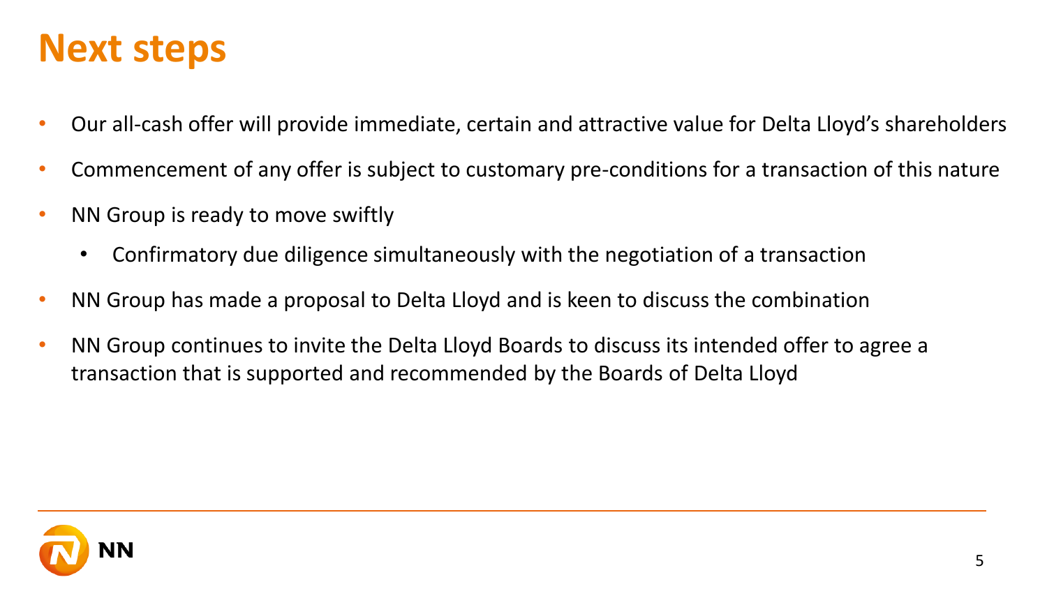# Next steps

- Our all-cash offer will provide immediate, certain and attractive value for Delta Lloyd's shareholders
- Commencement of any offer is subject to customary pre-conditions for a transaction of this nature
- NN Group is ready to move swiftly
  - Confirmatory due diligence simultaneously with the negotiation of a transaction
- NN Group has made a proposal to Delta Lloyd and is keen to discuss the combination
- NN Group continues to invite the Delta Lloyd Boards to discuss its intended offer to agree a transaction that is supported and recommended by the Boards of Delta Lloyd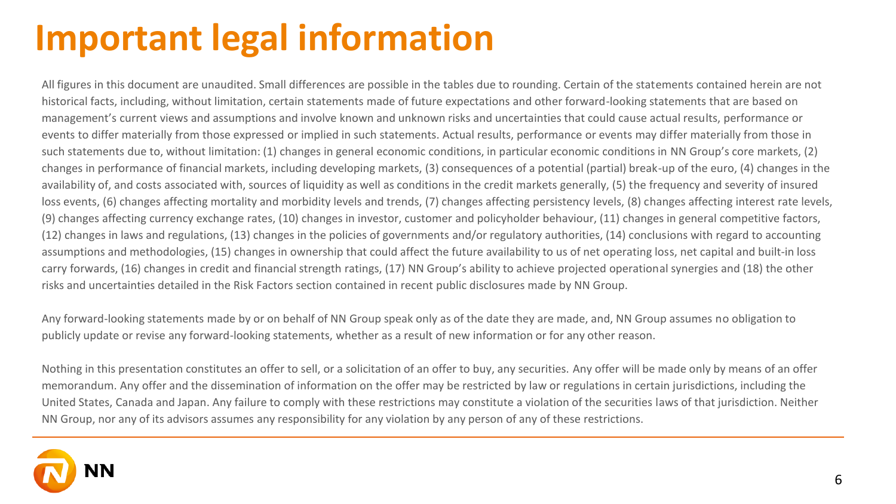# Important legal information

All figures in this document are unaudited. Small differences are possible in the tables due to rounding. Certain of the statements contained herein are not historical facts, including, without limitation, certain statements made of future expectations and other forward-looking statements that are based on management's current views and assumptions and involve known and unknown risks and uncertainties that could cause actual results, performance or events to differ materially from those expressed or implied in such statements. Actual results, performance or events may differ materially from those in such statements due to, without limitation: (1) changes in general economic conditions, in particular economic conditions in NN Group's core markets, (2) changes in performance of financial markets, including developing markets, (3) consequences of a potential (partial) break-up of the euro, (4) changes in the availability of, and costs associated with, sources of liquidity as well as conditions in the credit markets generally, (5) the frequency and severity of insured loss events, (6) changes affecting mortality and morbidity levels and trends, (7) changes affecting persistency levels, (8) changes affecting interest rate levels, (9) changes affecting currency exchange rates, (10) changes in investor, customer and policyholder behaviour, (11) changes in general competitive factors, (12) changes in laws and regulations, (13) changes in the policies of governments and/or regulatory authorities, (14) conclusions with regard to accounting assumptions and methodologies, (15) changes in ownership that could affect the future availability to us of net operating loss, net capital and built-in loss carry forwards, (16) changes in credit and financial strength ratings, (17) NN Group's ability to achieve projected operational synergies and (18) the other risks and uncertainties detailed in the Risk Factors section contained in recent public disclosures made by NN Group.

Any forward-looking statements made by or on behalf of NN Group speak only as of the date they are made, and, NN Group assumes no obligation to publicly update or revise any forward-looking statements, whether as a result of new information or for any other reason.

Nothing in this presentation constitutes an offer to sell, or a solicitation of an offer to buy, any securities. Any offer will be made only by means of an offer memorandum. Any offer and the dissemination of information on the offer may be restricted by law or regulations in certain jurisdictions, including the United States, Canada and Japan. Any failure to comply with these restrictions may constitute a violation of the securities laws of that jurisdiction. Neither NN Group, nor any of its advisors assumes any responsibility for any violation by any person of any of these restrictions.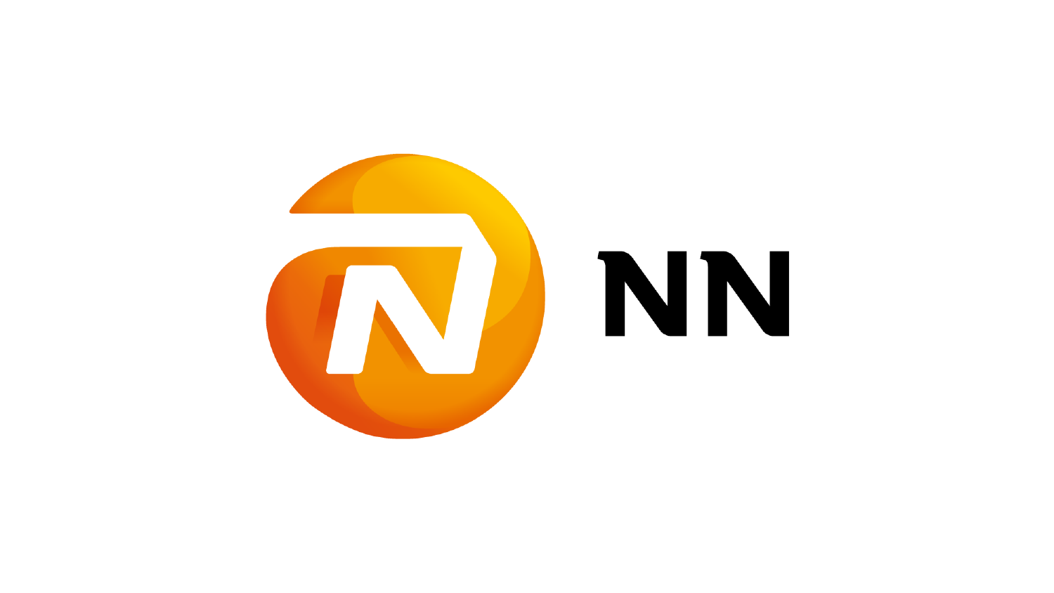NN